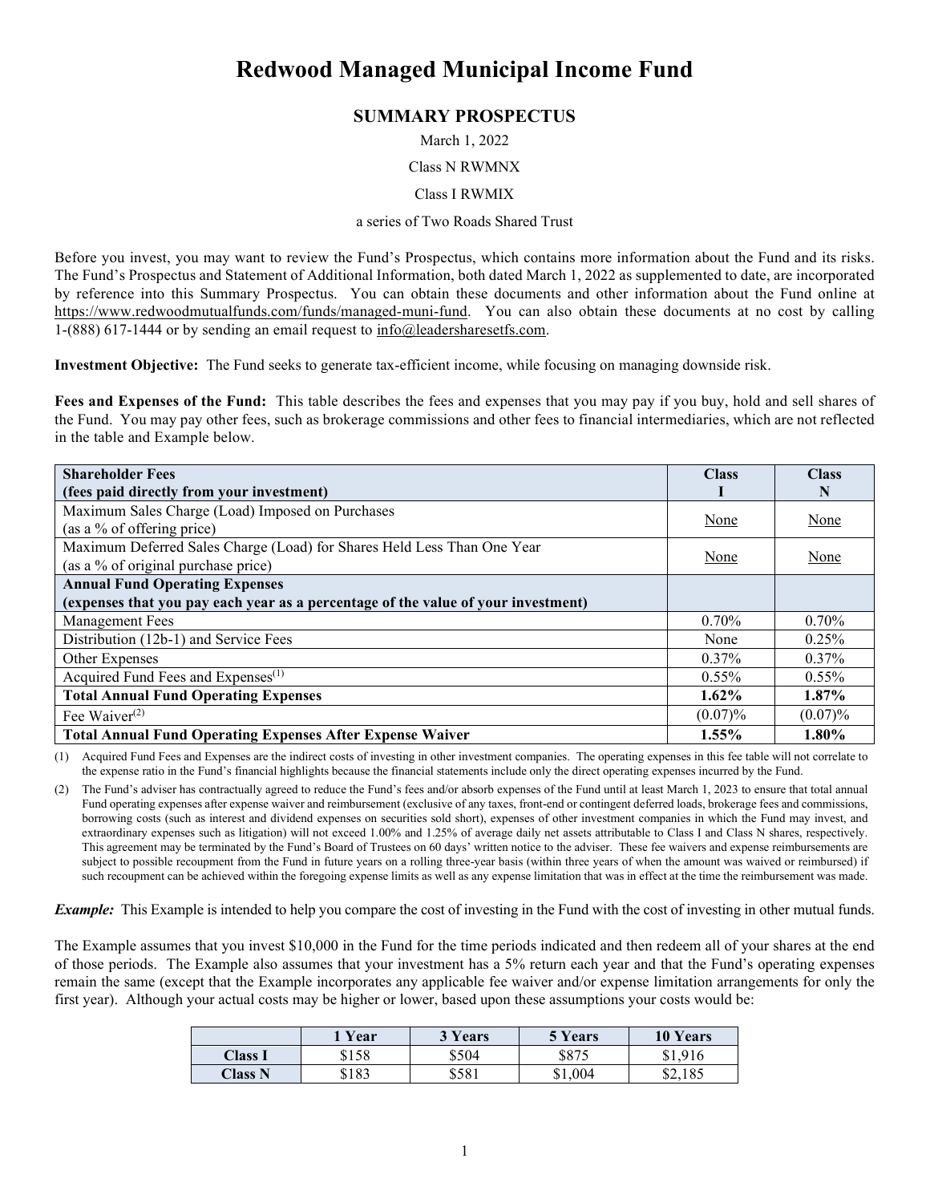# Redwood Managed Municipal Income Fund

## SUMMARY PROSPECTUS

March 1, 2022

Class N RWMNX

Class I RWMIX

a series of Two Roads Shared Trust

Before you invest, you may want to review the Fund's Prospectus, which contains more information about the Fund and its risks. The Fund's Prospectus and Statement of Additional Information, both dated March 1, 2022 as supplemented to date, are incorporated by reference into this Summary Prospectus. You can obtain these documents and other information about the Fund online at https://www.redwoodmutualfunds.com/funds/managed-muni-fund. You can also obtain these documents at no cost by calling 1-(888) 617-1444 or by sending an email request to info@leadersharesetfs.com.

**Investment Objective:** The Fund seeks to generate tax-efficient income, while focusing on managing downside risk.

**Fees and Expenses of the Fund:** This table describes the fees and expenses that you may pay if you buy, hold and sell shares of the Fund. You may pay other fees, such as brokerage commissions and other fees to financial intermediaries, which are not reflected in the table and Example below.

| **Shareholder Fees (fees paid directly from your investment)** | **Class I** | **Class N** |
|---|---|---|
| Maximum Sales Charge (Load) Imposed on Purchases (as a % of offering price) | None | None |
| Maximum Deferred Sales Charge (Load) for Shares Held Less Than One Year (as a % of original purchase price) | None | None |
| **Annual Fund Operating Expenses (expenses that you pay each year as a percentage of the value of your investment)** | | |
| Management Fees | 0.70% | 0.70% |
| Distribution (12b-1) and Service Fees | None | 0.25% |
| Other Expenses | 0.37% | 0.37% |
| Acquired Fund Fees and Expenses[(1)] | 0.55% | 0.55% |
| **Total Annual Fund Operating Expenses** | **1.62%** | **1.87%** |
| Fee Waiver[(2)] | (0.07)% | (0.07)% |
| **Total Annual Fund Operating Expenses After Expense Waiver** | **1.55%** | **1.80%** |

(1) Acquired Fund Fees and Expenses are the indirect costs of investing in other investment companies. The operating expenses in this fee table will not correlate to the expense ratio in the Fund's financial highlights because the financial statements include only the direct operating expenses incurred by the Fund.

(2) The Fund's adviser has contractually agreed to reduce the Fund's fees and/or absorb expenses of the Fund until at least March 1, 2023 to ensure that total annual Fund operating expenses after expense waiver and reimbursement (exclusive of any taxes, front-end or contingent deferred loads, brokerage fees and commissions, borrowing costs (such as interest and dividend expenses on securities sold short), expenses of other investment companies in which the Fund may invest, and extraordinary expenses such as litigation) will not exceed 1.00% and 1.25% of average daily net assets attributable to Class I and Class N shares, respectively. This agreement may be terminated by the Fund's Board of Trustees on 60 days' written notice to the adviser. These fee waivers and expense reimbursements are subject to possible recoupment from the Fund in future years on a rolling three-year basis (within three years of when the amount was waived or reimbursed) if such recoupment can be achieved within the foregoing expense limits as well as any expense limitation that was in effect at the time the reimbursement was made.

***Example:*** This Example is intended to help you compare the cost of investing in the Fund with the cost of investing in other mutual funds.

The Example assumes that you invest $10,000 in the Fund for the time periods indicated and then redeem all of your shares at the end of those periods. The Example also assumes that your investment has a 5% return each year and that the Fund's operating expenses remain the same (except that the Example incorporates any applicable fee waiver and/or expense limitation arrangements for only the first year). Although your actual costs may be higher or lower, based upon these assumptions your costs would be:

| | **1 Year** | **3 Years** | **5 Years** | **10 Years** |
|---|---|---|---|---|
| **Class I** | $158 | $504 | $875 | $1,916 |
| **Class N** | $183 | $581 | $1,004 | $2,185 |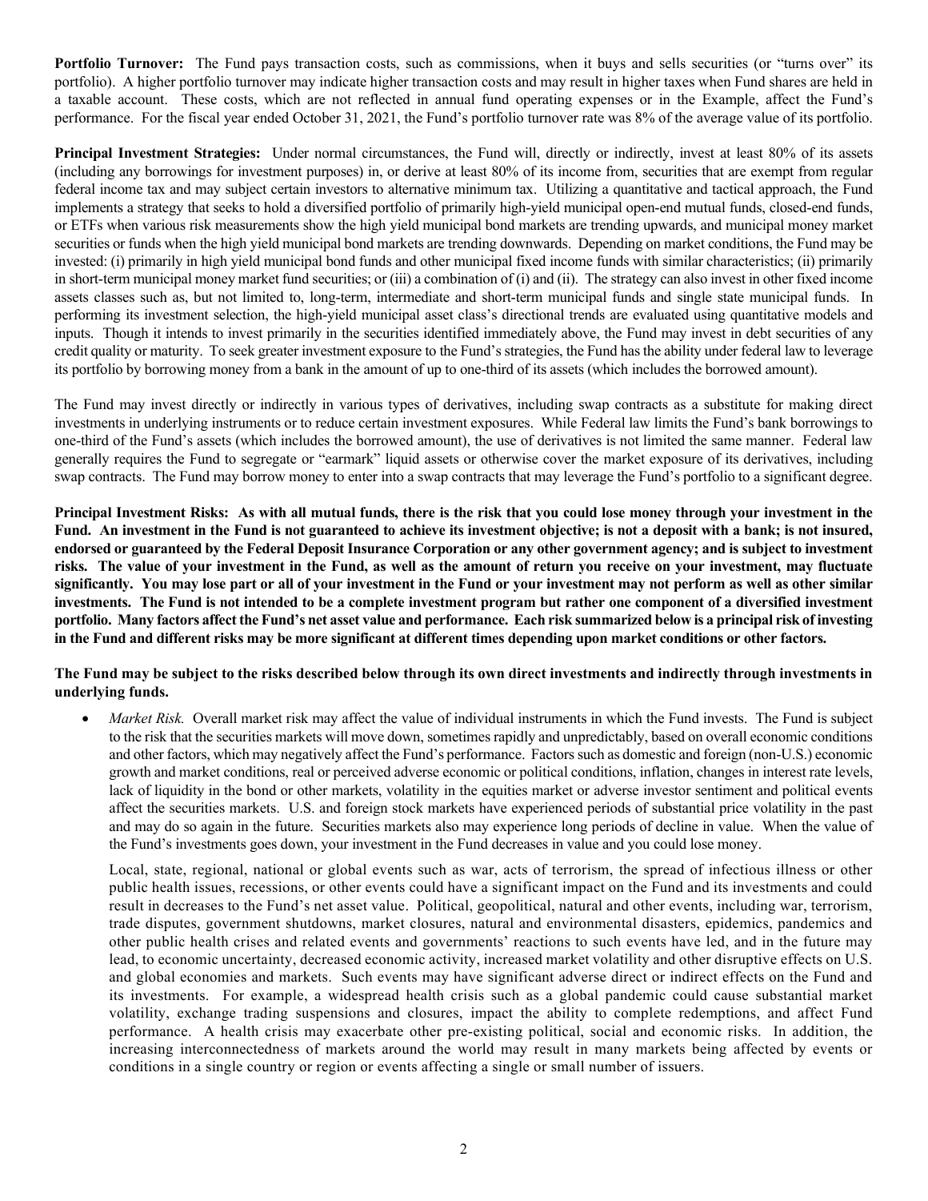**Portfolio Turnover:** The Fund pays transaction costs, such as commissions, when it buys and sells securities (or "turns over" its portfolio). A higher portfolio turnover may indicate higher transaction costs and may result in higher taxes when Fund shares are held in a taxable account. These costs, which are not reflected in annual fund operating expenses or in the Example, affect the Fund's performance. For the fiscal year ended October 31, 2021, the Fund's portfolio turnover rate was 8% of the average value of its portfolio.

**Principal Investment Strategies:** Under normal circumstances, the Fund will, directly or indirectly, invest at least 80% of its assets (including any borrowings for investment purposes) in, or derive at least 80% of its income from, securities that are exempt from regular federal income tax and may subject certain investors to alternative minimum tax. Utilizing a quantitative and tactical approach, the Fund implements a strategy that seeks to hold a diversified portfolio of primarily high-yield municipal open-end mutual funds, closed-end funds, or ETFs when various risk measurements show the high yield municipal bond markets are trending upwards, and municipal money market securities or funds when the high yield municipal bond markets are trending downwards. Depending on market conditions, the Fund may be invested: (i) primarily in high yield municipal bond funds and other municipal fixed income funds with similar characteristics; (ii) primarily in short-term municipal money market fund securities; or (iii) a combination of (i) and (ii). The strategy can also invest in other fixed income assets classes such as, but not limited to, long-term, intermediate and short-term municipal funds and single state municipal funds. In performing its investment selection, the high-yield municipal asset class's directional trends are evaluated using quantitative models and inputs. Though it intends to invest primarily in the securities identified immediately above, the Fund may invest in debt securities of any credit quality or maturity. To seek greater investment exposure to the Fund's strategies, the Fund has the ability under federal law to leverage its portfolio by borrowing money from a bank in the amount of up to one-third of its assets (which includes the borrowed amount).

The Fund may invest directly or indirectly in various types of derivatives, including swap contracts as a substitute for making direct investments in underlying instruments or to reduce certain investment exposures. While Federal law limits the Fund's bank borrowings to one-third of the Fund's assets (which includes the borrowed amount), the use of derivatives is not limited the same manner. Federal law generally requires the Fund to segregate or "earmark" liquid assets or otherwise cover the market exposure of its derivatives, including swap contracts. The Fund may borrow money to enter into a swap contracts that may leverage the Fund's portfolio to a significant degree.

**Principal Investment Risks: As with all mutual funds, there is the risk that you could lose money through your investment in the Fund. An investment in the Fund is not guaranteed to achieve its investment objective; is not a deposit with a bank; is not insured, endorsed or guaranteed by the Federal Deposit Insurance Corporation or any other government agency; and is subject to investment risks. The value of your investment in the Fund, as well as the amount of return you receive on your investment, may fluctuate significantly. You may lose part or all of your investment in the Fund or your investment may not perform as well as other similar investments. The Fund is not intended to be a complete investment program but rather one component of a diversified investment portfolio. Many factors affect the Fund's net asset value and performance. Each risk summarized below is a principal risk of investing in the Fund and different risks may be more significant at different times depending upon market conditions or other factors.**

**The Fund may be subject to the risks described below through its own direct investments and indirectly through investments in underlying funds.**

- *Market Risk.* Overall market risk may affect the value of individual instruments in which the Fund invests. The Fund is subject to the risk that the securities markets will move down, sometimes rapidly and unpredictably, based on overall economic conditions and other factors, which may negatively affect the Fund's performance. Factors such as domestic and foreign (non-U.S.) economic growth and market conditions, real or perceived adverse economic or political conditions, inflation, changes in interest rate levels, lack of liquidity in the bond or other markets, volatility in the equities market or adverse investor sentiment and political events affect the securities markets. U.S. and foreign stock markets have experienced periods of substantial price volatility in the past and may do so again in the future. Securities markets also may experience long periods of decline in value. When the value of the Fund's investments goes down, your investment in the Fund decreases in value and you could lose money.

  Local, state, regional, national or global events such as war, acts of terrorism, the spread of infectious illness or other public health issues, recessions, or other events could have a significant impact on the Fund and its investments and could result in decreases to the Fund's net asset value. Political, geopolitical, natural and other events, including war, terrorism, trade disputes, government shutdowns, market closures, natural and environmental disasters, epidemics, pandemics and other public health crises and related events and governments' reactions to such events have led, and in the future may lead, to economic uncertainty, decreased economic activity, increased market volatility and other disruptive effects on U.S. and global economies and markets. Such events may have significant adverse direct or indirect effects on the Fund and its investments. For example, a widespread health crisis such as a global pandemic could cause substantial market volatility, exchange trading suspensions and closures, impact the ability to complete redemptions, and affect Fund performance. A health crisis may exacerbate other pre-existing political, social and economic risks. In addition, the increasing interconnectedness of markets around the world may result in many markets being affected by events or conditions in a single country or region or events affecting a single or small number of issuers.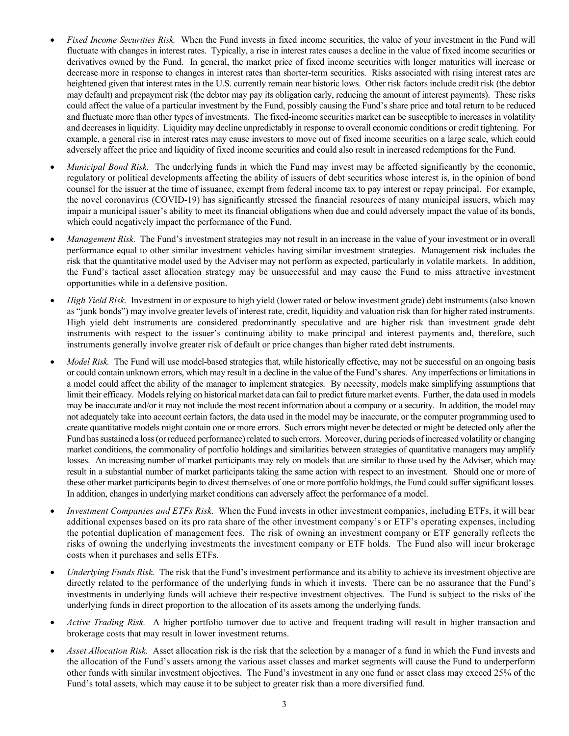- *Fixed Income Securities Risk.* When the Fund invests in fixed income securities, the value of your investment in the Fund will fluctuate with changes in interest rates. Typically, a rise in interest rates causes a decline in the value of fixed income securities or derivatives owned by the Fund. In general, the market price of fixed income securities with longer maturities will increase or decrease more in response to changes in interest rates than shorter-term securities. Risks associated with rising interest rates are heightened given that interest rates in the U.S. currently remain near historic lows. Other risk factors include credit risk (the debtor may default) and prepayment risk (the debtor may pay its obligation early, reducing the amount of interest payments). These risks could affect the value of a particular investment by the Fund, possibly causing the Fund's share price and total return to be reduced and fluctuate more than other types of investments. The fixed-income securities market can be susceptible to increases in volatility and decreases in liquidity. Liquidity may decline unpredictably in response to overall economic conditions or credit tightening. For example, a general rise in interest rates may cause investors to move out of fixed income securities on a large scale, which could adversely affect the price and liquidity of fixed income securities and could also result in increased redemptions for the Fund.

- *Municipal Bond Risk.* The underlying funds in which the Fund may invest may be affected significantly by the economic, regulatory or political developments affecting the ability of issuers of debt securities whose interest is, in the opinion of bond counsel for the issuer at the time of issuance, exempt from federal income tax to pay interest or repay principal. For example, the novel coronavirus (COVID-19) has significantly stressed the financial resources of many municipal issuers, which may impair a municipal issuer's ability to meet its financial obligations when due and could adversely impact the value of its bonds, which could negatively impact the performance of the Fund.

- *Management Risk.* The Fund's investment strategies may not result in an increase in the value of your investment or in overall performance equal to other similar investment vehicles having similar investment strategies. Management risk includes the risk that the quantitative model used by the Adviser may not perform as expected, particularly in volatile markets. In addition, the Fund's tactical asset allocation strategy may be unsuccessful and may cause the Fund to miss attractive investment opportunities while in a defensive position.

- *High Yield Risk.* Investment in or exposure to high yield (lower rated or below investment grade) debt instruments (also known as "junk bonds") may involve greater levels of interest rate, credit, liquidity and valuation risk than for higher rated instruments. High yield debt instruments are considered predominantly speculative and are higher risk than investment grade debt instruments with respect to the issuer's continuing ability to make principal and interest payments and, therefore, such instruments generally involve greater risk of default or price changes than higher rated debt instruments.

- *Model Risk.* The Fund will use model-based strategies that, while historically effective, may not be successful on an ongoing basis or could contain unknown errors, which may result in a decline in the value of the Fund's shares. Any imperfections or limitations in a model could affect the ability of the manager to implement strategies. By necessity, models make simplifying assumptions that limit their efficacy. Models relying on historical market data can fail to predict future market events. Further, the data used in models may be inaccurate and/or it may not include the most recent information about a company or a security. In addition, the model may not adequately take into account certain factors, the data used in the model may be inaccurate, or the computer programming used to create quantitative models might contain one or more errors. Such errors might never be detected or might be detected only after the Fund has sustained a loss (or reduced performance) related to such errors. Moreover, during periods of increased volatility or changing market conditions, the commonality of portfolio holdings and similarities between strategies of quantitative managers may amplify losses. An increasing number of market participants may rely on models that are similar to those used by the Adviser, which may result in a substantial number of market participants taking the same action with respect to an investment. Should one or more of these other market participants begin to divest themselves of one or more portfolio holdings, the Fund could suffer significant losses. In addition, changes in underlying market conditions can adversely affect the performance of a model.

- *Investment Companies and ETFs Risk.* When the Fund invests in other investment companies, including ETFs, it will bear additional expenses based on its pro rata share of the other investment company's or ETF's operating expenses, including the potential duplication of management fees. The risk of owning an investment company or ETF generally reflects the risks of owning the underlying investments the investment company or ETF holds. The Fund also will incur brokerage costs when it purchases and sells ETFs.

- *Underlying Funds Risk.* The risk that the Fund's investment performance and its ability to achieve its investment objective are directly related to the performance of the underlying funds in which it invests. There can be no assurance that the Fund's investments in underlying funds will achieve their respective investment objectives. The Fund is subject to the risks of the underlying funds in direct proportion to the allocation of its assets among the underlying funds.

- *Active Trading Risk.* A higher portfolio turnover due to active and frequent trading will result in higher transaction and brokerage costs that may result in lower investment returns.

- *Asset Allocation Risk.* Asset allocation risk is the risk that the selection by a manager of a fund in which the Fund invests and the allocation of the Fund's assets among the various asset classes and market segments will cause the Fund to underperform other funds with similar investment objectives. The Fund's investment in any one fund or asset class may exceed 25% of the Fund's total assets, which may cause it to be subject to greater risk than a more diversified fund.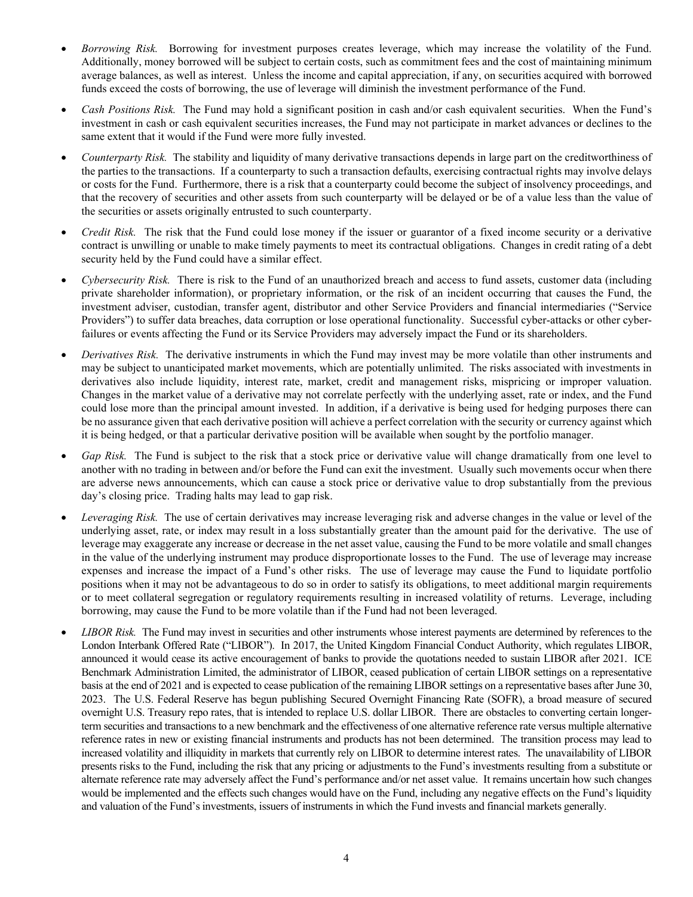- *Borrowing Risk.* Borrowing for investment purposes creates leverage, which may increase the volatility of the Fund. Additionally, money borrowed will be subject to certain costs, such as commitment fees and the cost of maintaining minimum average balances, as well as interest. Unless the income and capital appreciation, if any, on securities acquired with borrowed funds exceed the costs of borrowing, the use of leverage will diminish the investment performance of the Fund.

- *Cash Positions Risk.* The Fund may hold a significant position in cash and/or cash equivalent securities. When the Fund's investment in cash or cash equivalent securities increases, the Fund may not participate in market advances or declines to the same extent that it would if the Fund were more fully invested.

- *Counterparty Risk.* The stability and liquidity of many derivative transactions depends in large part on the creditworthiness of the parties to the transactions. If a counterparty to such a transaction defaults, exercising contractual rights may involve delays or costs for the Fund. Furthermore, there is a risk that a counterparty could become the subject of insolvency proceedings, and that the recovery of securities and other assets from such counterparty will be delayed or be of a value less than the value of the securities or assets originally entrusted to such counterparty.

- *Credit Risk.* The risk that the Fund could lose money if the issuer or guarantor of a fixed income security or a derivative contract is unwilling or unable to make timely payments to meet its contractual obligations. Changes in credit rating of a debt security held by the Fund could have a similar effect.

- *Cybersecurity Risk.* There is risk to the Fund of an unauthorized breach and access to fund assets, customer data (including private shareholder information), or proprietary information, or the risk of an incident occurring that causes the Fund, the investment adviser, custodian, transfer agent, distributor and other Service Providers and financial intermediaries ("Service Providers") to suffer data breaches, data corruption or lose operational functionality. Successful cyber-attacks or other cyber-failures or events affecting the Fund or its Service Providers may adversely impact the Fund or its shareholders.

- *Derivatives Risk.* The derivative instruments in which the Fund may invest may be more volatile than other instruments and may be subject to unanticipated market movements, which are potentially unlimited. The risks associated with investments in derivatives also include liquidity, interest rate, market, credit and management risks, mispricing or improper valuation. Changes in the market value of a derivative may not correlate perfectly with the underlying asset, rate or index, and the Fund could lose more than the principal amount invested. In addition, if a derivative is being used for hedging purposes there can be no assurance given that each derivative position will achieve a perfect correlation with the security or currency against which it is being hedged, or that a particular derivative position will be available when sought by the portfolio manager.

- *Gap Risk.* The Fund is subject to the risk that a stock price or derivative value will change dramatically from one level to another with no trading in between and/or before the Fund can exit the investment. Usually such movements occur when there are adverse news announcements, which can cause a stock price or derivative value to drop substantially from the previous day's closing price. Trading halts may lead to gap risk.

- *Leveraging Risk.* The use of certain derivatives may increase leveraging risk and adverse changes in the value or level of the underlying asset, rate, or index may result in a loss substantially greater than the amount paid for the derivative. The use of leverage may exaggerate any increase or decrease in the net asset value, causing the Fund to be more volatile and small changes in the value of the underlying instrument may produce disproportionate losses to the Fund. The use of leverage may increase expenses and increase the impact of a Fund's other risks. The use of leverage may cause the Fund to liquidate portfolio positions when it may not be advantageous to do so in order to satisfy its obligations, to meet additional margin requirements or to meet collateral segregation or regulatory requirements resulting in increased volatility of returns. Leverage, including borrowing, may cause the Fund to be more volatile than if the Fund had not been leveraged.

- *LIBOR Risk.* The Fund may invest in securities and other instruments whose interest payments are determined by references to the London Interbank Offered Rate ("LIBOR"). In 2017, the United Kingdom Financial Conduct Authority, which regulates LIBOR, announced it would cease its active encouragement of banks to provide the quotations needed to sustain LIBOR after 2021. ICE Benchmark Administration Limited, the administrator of LIBOR, ceased publication of certain LIBOR settings on a representative basis at the end of 2021 and is expected to cease publication of the remaining LIBOR settings on a representative bases after June 30, 2023. The U.S. Federal Reserve has begun publishing Secured Overnight Financing Rate (SOFR), a broad measure of secured overnight U.S. Treasury repo rates, that is intended to replace U.S. dollar LIBOR. There are obstacles to converting certain longer-term securities and transactions to a new benchmark and the effectiveness of one alternative reference rate versus multiple alternative reference rates in new or existing financial instruments and products has not been determined. The transition process may lead to increased volatility and illiquidity in markets that currently rely on LIBOR to determine interest rates. The unavailability of LIBOR presents risks to the Fund, including the risk that any pricing or adjustments to the Fund's investments resulting from a substitute or alternate reference rate may adversely affect the Fund's performance and/or net asset value. It remains uncertain how such changes would be implemented and the effects such changes would have on the Fund, including any negative effects on the Fund's liquidity and valuation of the Fund's investments, issuers of instruments in which the Fund invests and financial markets generally.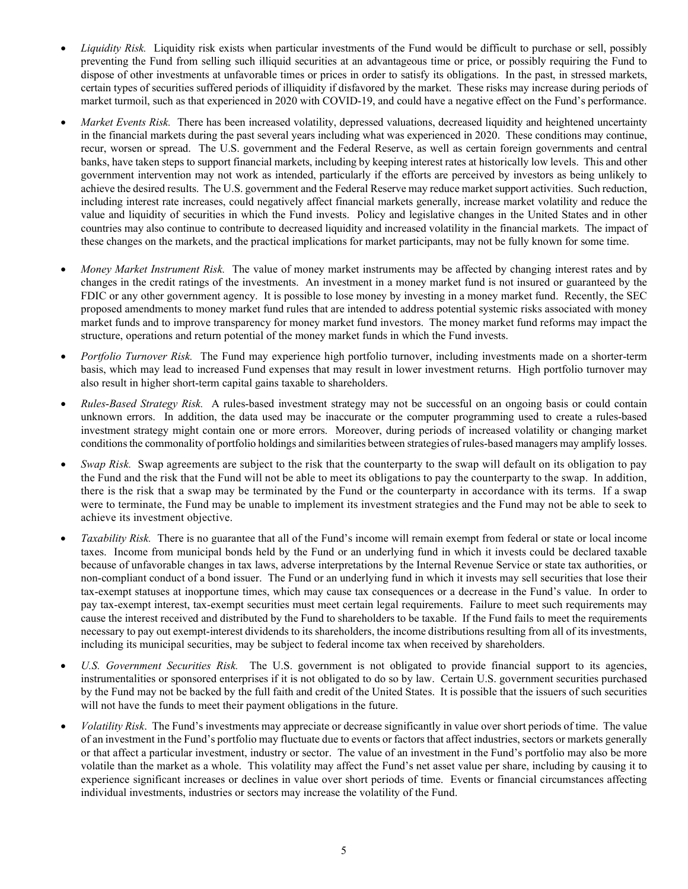- *Liquidity Risk.* Liquidity risk exists when particular investments of the Fund would be difficult to purchase or sell, possibly preventing the Fund from selling such illiquid securities at an advantageous time or price, or possibly requiring the Fund to dispose of other investments at unfavorable times or prices in order to satisfy its obligations. In the past, in stressed markets, certain types of securities suffered periods of illiquidity if disfavored by the market. These risks may increase during periods of market turmoil, such as that experienced in 2020 with COVID-19, and could have a negative effect on the Fund's performance.

- *Market Events Risk.* There has been increased volatility, depressed valuations, decreased liquidity and heightened uncertainty in the financial markets during the past several years including what was experienced in 2020. These conditions may continue, recur, worsen or spread. The U.S. government and the Federal Reserve, as well as certain foreign governments and central banks, have taken steps to support financial markets, including by keeping interest rates at historically low levels. This and other government intervention may not work as intended, particularly if the efforts are perceived by investors as being unlikely to achieve the desired results. The U.S. government and the Federal Reserve may reduce market support activities. Such reduction, including interest rate increases, could negatively affect financial markets generally, increase market volatility and reduce the value and liquidity of securities in which the Fund invests. Policy and legislative changes in the United States and in other countries may also continue to contribute to decreased liquidity and increased volatility in the financial markets. The impact of these changes on the markets, and the practical implications for market participants, may not be fully known for some time.

- *Money Market Instrument Risk.* The value of money market instruments may be affected by changing interest rates and by changes in the credit ratings of the investments. An investment in a money market fund is not insured or guaranteed by the FDIC or any other government agency. It is possible to lose money by investing in a money market fund. Recently, the SEC proposed amendments to money market fund rules that are intended to address potential systemic risks associated with money market funds and to improve transparency for money market fund investors. The money market fund reforms may impact the structure, operations and return potential of the money market funds in which the Fund invests.

- *Portfolio Turnover Risk.* The Fund may experience high portfolio turnover, including investments made on a shorter-term basis, which may lead to increased Fund expenses that may result in lower investment returns. High portfolio turnover may also result in higher short-term capital gains taxable to shareholders.

- *Rules-Based Strategy Risk.* A rules-based investment strategy may not be successful on an ongoing basis or could contain unknown errors. In addition, the data used may be inaccurate or the computer programming used to create a rules-based investment strategy might contain one or more errors. Moreover, during periods of increased volatility or changing market conditions the commonality of portfolio holdings and similarities between strategies of rules-based managers may amplify losses.

- *Swap Risk.* Swap agreements are subject to the risk that the counterparty to the swap will default on its obligation to pay the Fund and the risk that the Fund will not be able to meet its obligations to pay the counterparty to the swap. In addition, there is the risk that a swap may be terminated by the Fund or the counterparty in accordance with its terms. If a swap were to terminate, the Fund may be unable to implement its investment strategies and the Fund may not be able to seek to achieve its investment objective.

- *Taxability Risk.* There is no guarantee that all of the Fund's income will remain exempt from federal or state or local income taxes. Income from municipal bonds held by the Fund or an underlying fund in which it invests could be declared taxable because of unfavorable changes in tax laws, adverse interpretations by the Internal Revenue Service or state tax authorities, or non-compliant conduct of a bond issuer. The Fund or an underlying fund in which it invests may sell securities that lose their tax-exempt statuses at inopportune times, which may cause tax consequences or a decrease in the Fund's value. In order to pay tax-exempt interest, tax-exempt securities must meet certain legal requirements. Failure to meet such requirements may cause the interest received and distributed by the Fund to shareholders to be taxable. If the Fund fails to meet the requirements necessary to pay out exempt-interest dividends to its shareholders, the income distributions resulting from all of its investments, including its municipal securities, may be subject to federal income tax when received by shareholders.

- *U.S. Government Securities Risk.* The U.S. government is not obligated to provide financial support to its agencies, instrumentalities or sponsored enterprises if it is not obligated to do so by law. Certain U.S. government securities purchased by the Fund may not be backed by the full faith and credit of the United States. It is possible that the issuers of such securities will not have the funds to meet their payment obligations in the future.

- *Volatility Risk*. The Fund's investments may appreciate or decrease significantly in value over short periods of time. The value of an investment in the Fund's portfolio may fluctuate due to events or factors that affect industries, sectors or markets generally or that affect a particular investment, industry or sector. The value of an investment in the Fund's portfolio may also be more volatile than the market as a whole. This volatility may affect the Fund's net asset value per share, including by causing it to experience significant increases or declines in value over short periods of time. Events or financial circumstances affecting individual investments, industries or sectors may increase the volatility of the Fund.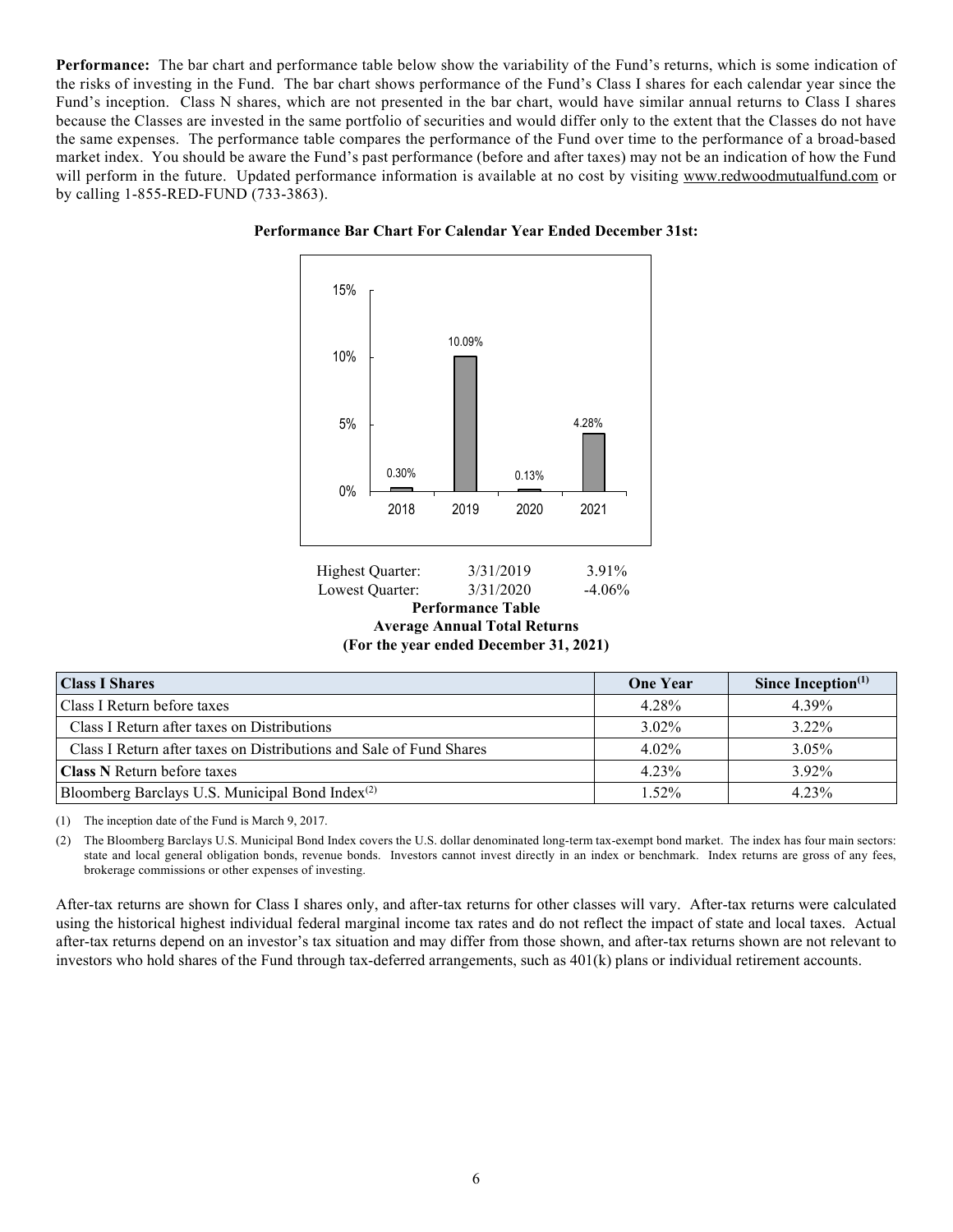**Performance:** The bar chart and performance table below show the variability of the Fund's returns, which is some indication of the risks of investing in the Fund. The bar chart shows performance of the Fund's Class I shares for each calendar year since the Fund's inception. Class N shares, which are not presented in the bar chart, would have similar annual returns to Class I shares because the Classes are invested in the same portfolio of securities and would differ only to the extent that the Classes do not have the same expenses. The performance table compares the performance of the Fund over time to the performance of a broad-based market index. You should be aware the Fund's past performance (before and after taxes) may not be an indication of how the Fund will perform in the future. Updated performance information is available at no cost by visiting www.redwoodmutualfund.com or by calling 1-855-RED-FUND (733-3863).

**Performance Bar Chart For Calendar Year Ended December 31st:**

| Year | Return |
|---|---|
| 2018 | 0.30% |
| 2019 | 10.09% |
| 2020 | 0.13% |
| 2021 | 4.28% |

| | | |
|---|---|---|
| Highest Quarter: | 3/31/2019 | 3.91% |
| Lowest Quarter: | 3/31/2020 | -4.06% |

**Performance Table**
**Average Annual Total Returns**
**(For the year ended December 31, 2021)**

| Class I Shares | One Year | Since Inception[1] |
|---|---|---|
| Class I Return before taxes | 4.28% | 4.39% |
| Class I Return after taxes on Distributions | 3.02% | 3.22% |
| Class I Return after taxes on Distributions and Sale of Fund Shares | 4.02% | 3.05% |
| **Class N** Return before taxes | 4.23% | 3.92% |
| Bloomberg Barclays U.S. Municipal Bond Index[2] | 1.52% | 4.23% |

(1) The inception date of the Fund is March 9, 2017.

(2) The Bloomberg Barclays U.S. Municipal Bond Index covers the U.S. dollar denominated long-term tax-exempt bond market. The index has four main sectors: state and local general obligation bonds, revenue bonds. Investors cannot invest directly in an index or benchmark. Index returns are gross of any fees, brokerage commissions or other expenses of investing.

After-tax returns are shown for Class I shares only, and after-tax returns for other classes will vary. After-tax returns were calculated using the historical highest individual federal marginal income tax rates and do not reflect the impact of state and local taxes. Actual after-tax returns depend on an investor's tax situation and may differ from those shown, and after-tax returns shown are not relevant to investors who hold shares of the Fund through tax-deferred arrangements, such as 401(k) plans or individual retirement accounts.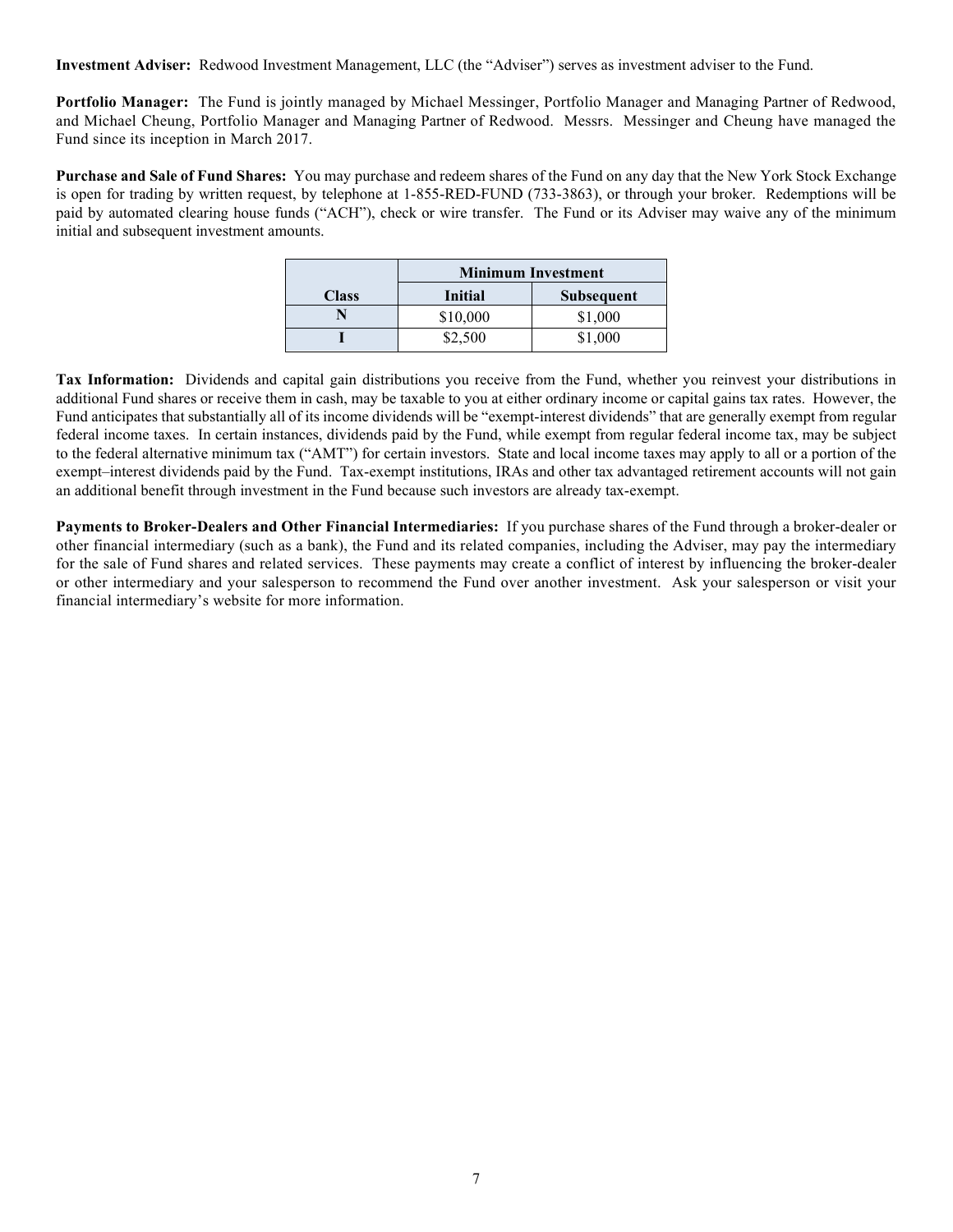**Investment Adviser:** Redwood Investment Management, LLC (the "Adviser") serves as investment adviser to the Fund.

**Portfolio Manager:** The Fund is jointly managed by Michael Messinger, Portfolio Manager and Managing Partner of Redwood, and Michael Cheung, Portfolio Manager and Managing Partner of Redwood. Messrs. Messinger and Cheung have managed the Fund since its inception in March 2017.

**Purchase and Sale of Fund Shares:** You may purchase and redeem shares of the Fund on any day that the New York Stock Exchange is open for trading by written request, by telephone at 1-855-RED-FUND (733-3863), or through your broker. Redemptions will be paid by automated clearing house funds ("ACH"), check or wire transfer. The Fund or its Adviser may waive any of the minimum initial and subsequent investment amounts.

| | Minimum Investment | |
|---|---|---|
| **Class** | **Initial** | **Subsequent** |
| **N** | $10,000 | $1,000 |
| **I** | $2,500 | $1,000 |

**Tax Information:** Dividends and capital gain distributions you receive from the Fund, whether you reinvest your distributions in additional Fund shares or receive them in cash, may be taxable to you at either ordinary income or capital gains tax rates. However, the Fund anticipates that substantially all of its income dividends will be "exempt-interest dividends" that are generally exempt from regular federal income taxes. In certain instances, dividends paid by the Fund, while exempt from regular federal income tax, may be subject to the federal alternative minimum tax ("AMT") for certain investors. State and local income taxes may apply to all or a portion of the exempt–interest dividends paid by the Fund. Tax-exempt institutions, IRAs and other tax advantaged retirement accounts will not gain an additional benefit through investment in the Fund because such investors are already tax-exempt.

**Payments to Broker-Dealers and Other Financial Intermediaries:** If you purchase shares of the Fund through a broker-dealer or other financial intermediary (such as a bank), the Fund and its related companies, including the Adviser, may pay the intermediary for the sale of Fund shares and related services. These payments may create a conflict of interest by influencing the broker-dealer or other intermediary and your salesperson to recommend the Fund over another investment. Ask your salesperson or visit your financial intermediary's website for more information.